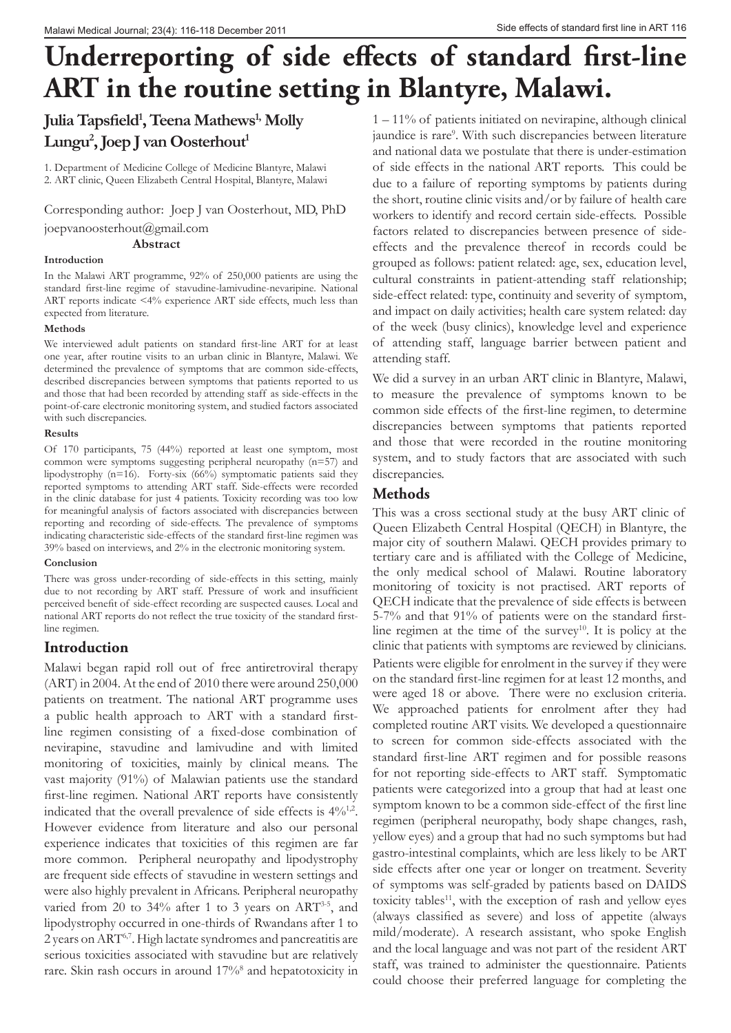# Underreporting of side effects of standard first-line ART in the routine setting in Blantyre, Malawi.

**Julia Tapsfield[1], Teena Mathews[1], Molly Lungu[2], Joep J van Oosterhout[1]**

1. Department of Medicine College of Medicine Blantyre, Malawi
2. ART clinic, Queen Elizabeth Central Hospital, Blantyre, Malawi

Corresponding author: Joep J van Oosterhout, MD, PhD
joepvanoosterhout@gmail.com

## Abstract

### Introduction

In the Malawi ART programme, 92% of 250,000 patients are using the standard first-line regime of stavudine-lamivudine-nevaripine. National ART reports indicate <4% experience ART side effects, much less than expected from literature.

### Methods

We interviewed adult patients on standard first-line ART for at least one year, after routine visits to an urban clinic in Blantyre, Malawi. We determined the prevalence of symptoms that are common side-effects, described discrepancies between symptoms that patients reported to us and those that had been recorded by attending staff as side-effects in the point-of-care electronic monitoring system, and studied factors associated with such discrepancies.

### Results

Of 170 participants, 75 (44%) reported at least one symptom, most common were symptoms suggesting peripheral neuropathy (n=57) and lipodystrophy (n=16). Forty-six (66%) symptomatic patients said they reported symptoms to attending ART staff. Side-effects were recorded in the clinic database for just 4 patients. Toxicity recording was too low for meaningful analysis of factors associated with discrepancies between reporting and recording of side-effects. The prevalence of symptoms indicating characteristic side-effects of the standard first-line regimen was 39% based on interviews, and 2% in the electronic monitoring system.

### Conclusion

There was gross under-recording of side-effects in this setting, mainly due to not recording by ART staff. Pressure of work and insufficient perceived benefit of side-effect recording are suspected causes. Local and national ART reports do not reflect the true toxicity of the standard first-line regimen.

## Introduction

Malawi began rapid roll out of free antiretroviral therapy (ART) in 2004. At the end of 2010 there were around 250,000 patients on treatment. The national ART programme uses a public health approach to ART with a standard first-line regimen consisting of a fixed-dose combination of nevirapine, stavudine and lamivudine and with limited monitoring of toxicities, mainly by clinical means. The vast majority (91%) of Malawian patients use the standard first-line regimen. National ART reports have consistently indicated that the overall prevalence of side effects is 4%[1,2]. However evidence from literature and also our personal experience indicates that toxicities of this regimen are far more common. Peripheral neuropathy and lipodystrophy are frequent side effects of stavudine in western settings and were also highly prevalent in Africans. Peripheral neuropathy varied from 20 to 34% after 1 to 3 years on ART[3-5], and lipodystrophy occurred in one-thirds of Rwandans after 1 to 2 years on ART[6,7]. High lactate syndromes and pancreatitis are serious toxicities associated with stavudine but are relatively rare. Skin rash occurs in around 17%[8] and hepatotoxicity in 1 – 11% of patients initiated on nevirapine, although clinical jaundice is rare[9]. With such discrepancies between literature and national data we postulate that there is under-estimation of side effects in the national ART reports. This could be due to a failure of reporting symptoms by patients during the short, routine clinic visits and/or by failure of health care workers to identify and record certain side-effects. Possible factors related to discrepancies between presence of side-effects and the prevalence thereof in records could be grouped as follows: patient related: age, sex, education level, cultural constraints in patient-attending staff relationship; side-effect related: type, continuity and severity of symptom, and impact on daily activities; health care system related: day of the week (busy clinics), knowledge level and experience of attending staff, language barrier between patient and attending staff.

We did a survey in an urban ART clinic in Blantyre, Malawi, to measure the prevalence of symptoms known to be common side effects of the first-line regimen, to determine discrepancies between symptoms that patients reported and those that were recorded in the routine monitoring system, and to study factors that are associated with such discrepancies.

## Methods

This was a cross sectional study at the busy ART clinic of Queen Elizabeth Central Hospital (QECH) in Blantyre, the major city of southern Malawi. QECH provides primary to tertiary care and is affiliated with the College of Medicine, the only medical school of Malawi. Routine laboratory monitoring of toxicity is not practised. ART reports of QECH indicate that the prevalence of side effects is between 5-7% and that 91% of patients were on the standard first-line regimen at the time of the survey[10]. It is policy at the clinic that patients with symptoms are reviewed by clinicians.

Patients were eligible for enrolment in the survey if they were on the standard first-line regimen for at least 12 months, and were aged 18 or above. There were no exclusion criteria. We approached patients for enrolment after they had completed routine ART visits. We developed a questionnaire to screen for common side-effects associated with the standard first-line ART regimen and for possible reasons for not reporting side-effects to ART staff. Symptomatic patients were categorized into a group that had at least one symptom known to be a common side-effect of the first line regimen (peripheral neuropathy, body shape changes, rash, yellow eyes) and a group that had no such symptoms but had gastro-intestinal complaints, which are less likely to be ART side effects after one year or longer on treatment. Severity of symptoms was self-graded by patients based on DAIDS toxicity tables[11], with the exception of rash and yellow eyes (always classified as severe) and loss of appetite (always mild/moderate). A research assistant, who spoke English and the local language and was not part of the resident ART staff, was trained to administer the questionnaire. Patients could choose their preferred language for completing the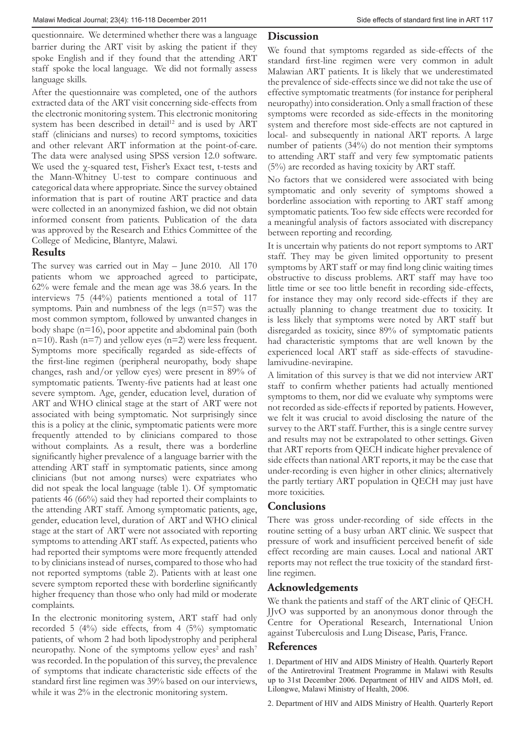questionnaire. We determined whether there was a language barrier during the ART visit by asking the patient if they spoke English and if they found that the attending ART staff spoke the local language. We did not formally assess language skills.

After the questionnaire was completed, one of the authors extracted data of the ART visit concerning side-effects from the electronic monitoring system. This electronic monitoring system has been described in detail[12] and is used by ART staff (clinicians and nurses) to record symptoms, toxicities and other relevant ART information at the point-of-care. The data were analysed using SPSS version 12.0 software. We used the χ-squared test, Fisher's Exact test, t-tests and the Mann-Whitney U-test to compare continuous and categorical data where appropriate. Since the survey obtained information that is part of routine ART practice and data were collected in an anonymized fashion, we did not obtain informed consent from patients. Publication of the data was approved by the Research and Ethics Committee of the College of Medicine, Blantyre, Malawi.

## Results

The survey was carried out in May – June 2010. All 170 patients whom we approached agreed to participate, 62% were female and the mean age was 38.6 years. In the interviews 75 (44%) patients mentioned a total of 117 symptoms. Pain and numbness of the legs (n=57) was the most common symptom, followed by unwanted changes in body shape (n=16), poor appetite and abdominal pain (both n=10). Rash (n=7) and yellow eyes (n=2) were less frequent. Symptoms more specifically regarded as side-effects of the first-line regimen (peripheral neuropathy, body shape changes, rash and/or yellow eyes) were present in 89% of symptomatic patients. Twenty-five patients had at least one severe symptom. Age, gender, education level, duration of ART and WHO clinical stage at the start of ART were not associated with being symptomatic. Not surprisingly since this is a policy at the clinic, symptomatic patients were more frequently attended to by clinicians compared to those without complaints. As a result, there was a borderline significantly higher prevalence of a language barrier with the attending ART staff in symptomatic patients, since among clinicians (but not among nurses) were expatriates who did not speak the local language (table 1). Of symptomatic patients 46 (66%) said they had reported their complaints to the attending ART staff. Among symptomatic patients, age, gender, education level, duration of ART and WHO clinical stage at the start of ART were not associated with reporting symptoms to attending ART staff. As expected, patients who had reported their symptoms were more frequently attended to by clinicians instead of nurses, compared to those who had not reported symptoms (table 2). Patients with at least one severe symptom reported these with borderline significantly higher frequency than those who only had mild or moderate complaints.

In the electronic monitoring system, ART staff had only recorded 5 (4%) side effects, from 4 (5%) symptomatic patients, of whom 2 had both lipodystrophy and peripheral neuropathy. None of the symptoms yellow eyes[2] and rash[7] was recorded. In the population of this survey, the prevalence of symptoms that indicate characteristic side effects of the standard first line regimen was 39% based on our interviews, while it was 2% in the electronic monitoring system.

## Discussion

We found that symptoms regarded as side-effects of the standard first-line regimen were very common in adult Malawian ART patients. It is likely that we underestimated the prevalence of side-effects since we did not take the use of effective symptomatic treatments (for instance for peripheral neuropathy) into consideration. Only a small fraction of these symptoms were recorded as side-effects in the monitoring system and therefore most side-effects are not captured in local- and subsequently in national ART reports. A large number of patients (34%) do not mention their symptoms to attending ART staff and very few symptomatic patients (5%) are recorded as having toxicity by ART staff.

No factors that we considered were associated with being symptomatic and only severity of symptoms showed a borderline association with reporting to ART staff among symptomatic patients. Too few side effects were recorded for a meaningful analysis of factors associated with discrepancy between reporting and recording.

It is uncertain why patients do not report symptoms to ART staff. They may be given limited opportunity to present symptoms by ART staff or may find long clinic waiting times obstructive to discuss problems. ART staff may have too little time or see too little benefit in recording side-effects, for instance they may only record side-effects if they are actually planning to change treatment due to toxicity. It is less likely that symptoms were noted by ART staff but disregarded as toxicity, since 89% of symptomatic patients had characteristic symptoms that are well known by the experienced local ART staff as side-effects of stavudine-lamivudine-nevirapine.

A limitation of this survey is that we did not interview ART staff to confirm whether patients had actually mentioned symptoms to them, nor did we evaluate why symptoms were not recorded as side-effects if reported by patients. However, we felt it was crucial to avoid disclosing the nature of the survey to the ART staff. Further, this is a single centre survey and results may not be extrapolated to other settings. Given that ART reports from QECH indicate higher prevalence of side effects than national ART reports, it may be the case that under-recording is even higher in other clinics; alternatively the partly tertiary ART population in QECH may just have more toxicities.

## Conclusions

There was gross under-recording of side effects in the routine setting of a busy urban ART clinic. We suspect that pressure of work and insufficient perceived benefit of side effect recording are main causes. Local and national ART reports may not reflect the true toxicity of the standard first-line regimen.

## Acknowledgements

We thank the patients and staff of the ART clinic of QECH. JJvO was supported by an anonymous donor through the Centre for Operational Research, International Union against Tuberculosis and Lung Disease, Paris, France.

## References

1. Department of HIV and AIDS Ministry of Health. Quarterly Report of the Antiretroviral Treatment Programme in Malawi with Results up to 31st December 2006. Department of HIV and AIDS MoH, ed. Lilongwe, Malawi Ministry of Health, 2006.

2. Department of HIV and AIDS Ministry of Health. Quarterly Report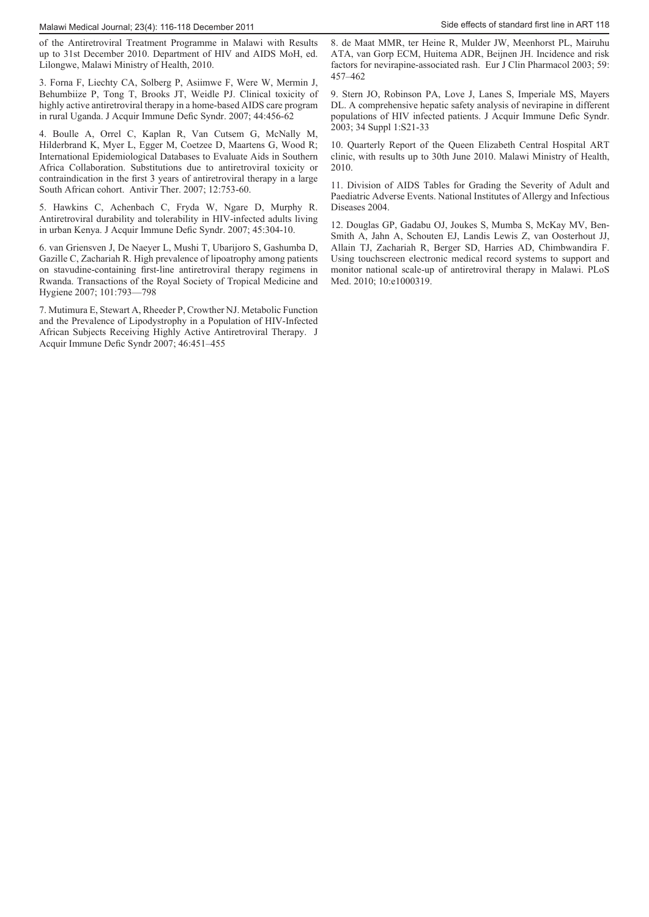of the Antiretroviral Treatment Programme in Malawi with Results up to 31st December 2010. Department of HIV and AIDS MoH, ed. Lilongwe, Malawi Ministry of Health, 2010.

3. Forna F, Liechty CA, Solberg P, Asiimwe F, Were W, Mermin J, Behumbiize P, Tong T, Brooks JT, Weidle PJ. Clinical toxicity of highly active antiretroviral therapy in a home-based AIDS care program in rural Uganda. J Acquir Immune Defic Syndr. 2007; 44:456-62

4. Boulle A, Orrel C, Kaplan R, Van Cutsem G, McNally M, Hilderbrand K, Myer L, Egger M, Coetzee D, Maartens G, Wood R; International Epidemiological Databases to Evaluate Aids in Southern Africa Collaboration. Substitutions due to antiretroviral toxicity or contraindication in the first 3 years of antiretroviral therapy in a large South African cohort. Antivir Ther. 2007; 12:753-60.

5. Hawkins C, Achenbach C, Fryda W, Ngare D, Murphy R. Antiretroviral durability and tolerability in HIV-infected adults living in urban Kenya. J Acquir Immune Defic Syndr. 2007; 45:304-10.

6. van Griensven J, De Naeyer L, Mushi T, Ubarijoro S, Gashumba D, Gazille C, Zachariah R. High prevalence of lipoatrophy among patients on stavudine-containing first-line antiretroviral therapy regimens in Rwanda. Transactions of the Royal Society of Tropical Medicine and Hygiene 2007; 101:793—798

7. Mutimura E, Stewart A, Rheeder P, Crowther NJ. Metabolic Function and the Prevalence of Lipodystrophy in a Population of HIV-Infected African Subjects Receiving Highly Active Antiretroviral Therapy. J Acquir Immune Defic Syndr 2007; 46:451–455

8. de Maat MMR, ter Heine R, Mulder JW, Meenhorst PL, Mairuhu ATA, van Gorp ECM, Huitema ADR, Beijnen JH. Incidence and risk factors for nevirapine-associated rash. Eur J Clin Pharmacol 2003; 59: 457–462

9. Stern JO, Robinson PA, Love J, Lanes S, Imperiale MS, Mayers DL. A comprehensive hepatic safety analysis of nevirapine in different populations of HIV infected patients. J Acquir Immune Defic Syndr. 2003; 34 Suppl 1:S21-33

10. Quarterly Report of the Queen Elizabeth Central Hospital ART clinic, with results up to 30th June 2010. Malawi Ministry of Health, 2010.

11. Division of AIDS Tables for Grading the Severity of Adult and Paediatric Adverse Events. National Institutes of Allergy and Infectious Diseases 2004.

12. Douglas GP, Gadabu OJ, Joukes S, Mumba S, McKay MV, Ben-Smith A, Jahn A, Schouten EJ, Landis Lewis Z, van Oosterhout JJ, Allain TJ, Zachariah R, Berger SD, Harries AD, Chimbwandira F. Using touchscreen electronic medical record systems to support and monitor national scale-up of antiretroviral therapy in Malawi. PLoS Med. 2010; 10:e1000319.